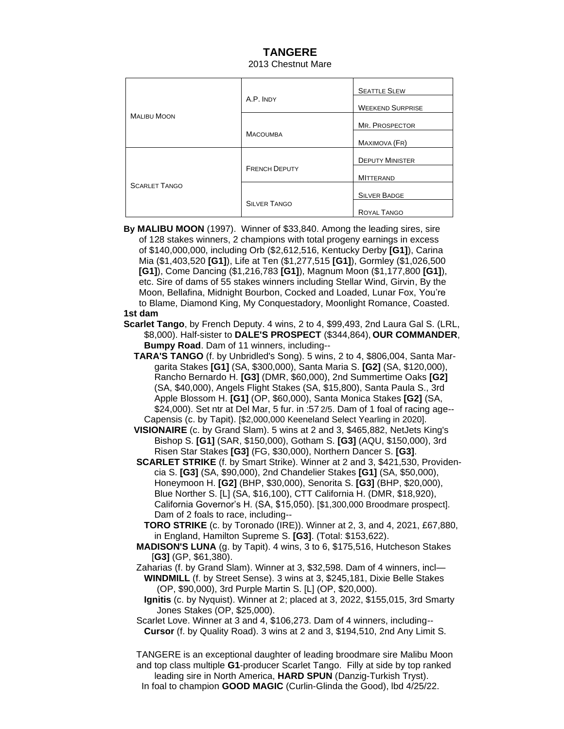# TANGERE

2013 Chestnut Mare

| | | |
|---|---|---|
| MALIBU MOON | A.P. INDY | SEATTLE SLEW |
| | | WEEKEND SURPRISE |
| | MACOUMBA | MR. PROSPECTOR |
| | | MAXIMOVA (FR) |
| SCARLET TANGO | FRENCH DEPUTY | DEPUTY MINISTER |
| | | MITTERAND |
| | SILVER TANGO | SILVER BADGE |
| | | ROYAL TANGO |

**By MALIBU MOON** (1997). Winner of $33,840. Among the leading sires, sire of 128 stakes winners, 2 champions with total progeny earnings in excess of $140,000,000, including Orb ($2,612,516, Kentucky Derby **[G1]**), Carina Mia ($1,403,520 **[G1]**), Life at Ten ($1,277,515 **[G1]**), Gormley ($1,026,500 **[G1]**), Come Dancing ($1,216,783 **[G1]**), Magnum Moon ($1,177,800 **[G1]**), etc. Sire of dams of 55 stakes winners including Stellar Wind, Girvin, By the Moon, Bellafina, Midnight Bourbon, Cocked and Loaded, Lunar Fox, You're to Blame, Diamond King, My Conquestadory, Moonlight Romance, Coasted.

**1st dam**

**Scarlet Tango**, by French Deputy. 4 wins, 2 to 4, $99,493, 2nd Laura Gal S. (LRL, $8,000). Half-sister to **DALE'S PROSPECT** ($344,864), **OUR COMMANDER**, **Bumpy Road**. Dam of 11 winners, including--

**TARA'S TANGO** (f. by Unbridled's Song). 5 wins, 2 to 4, $806,004, Santa Margarita Stakes **[G1]** (SA, $300,000), Santa Maria S. **[G2]** (SA, $120,000), Rancho Bernardo H. **[G3]** (DMR, $60,000), 2nd Summertime Oaks **[G2]** (SA, $40,000), Angels Flight Stakes (SA, $15,800), Santa Paula S., 3rd Apple Blossom H. **[G1]** (OP, $60,000), Santa Monica Stakes **[G2]** (SA, $24,000). Set ntr at Del Mar, 5 fur. in :57 2/5. Dam of 1 foal of racing age--

Capensis (c. by Tapit). [$2,000,000 Keeneland Select Yearling in 2020].

**VISIONAIRE** (c. by Grand Slam). 5 wins at 2 and 3, $465,882, NetJets King's Bishop S. **[G1]** (SAR, $150,000), Gotham S. **[G3]** (AQU, $150,000), 3rd Risen Star Stakes **[G3]** (FG, $30,000), Northern Dancer S. **[G3]**.

**SCARLET STRIKE** (f. by Smart Strike). Winner at 2 and 3, $421,530, Providencia S. **[G3]** (SA, $90,000), 2nd Chandelier Stakes **[G1]** (SA, $50,000), Honeymoon H. **[G2]** (BHP, $30,000), Senorita S. **[G3]** (BHP, $20,000), Blue Norther S. [L] (SA, $16,100), CTT California H. (DMR, $18,920), California Governor's H. (SA, $15,050). [$1,300,000 Broodmare prospect]. Dam of 2 foals to race, including--

**TORO STRIKE** (c. by Toronado (IRE)). Winner at 2, 3, and 4, 2021, £67,880, in England, Hamilton Supreme S. **[G3]**. (Total: $153,622).

**MADISON'S LUNA** (g. by Tapit). 4 wins, 3 to 6, $175,516, Hutcheson Stakes [**G3]** (GP, $61,380).

Zaharias (f. by Grand Slam). Winner at 3, $32,598. Dam of 4 winners, incl—

**WINDMILL** (f. by Street Sense). 3 wins at 3, $245,181, Dixie Belle Stakes (OP, $90,000), 3rd Purple Martin S. [L] (OP, $20,000).

**Ignitis** (c. by Nyquist). Winner at 2; placed at 3, 2022, $155,015, 3rd Smarty Jones Stakes (OP, $25,000).

Scarlet Love. Winner at 3 and 4, $106,273. Dam of 4 winners, including--

**Cursor** (f. by Quality Road). 3 wins at 2 and 3, $194,510, 2nd Any Limit S.

TANGERE is an exceptional daughter of leading broodmare sire Malibu Moon and top class multiple **G1**-producer Scarlet Tango. Filly at side by top ranked leading sire in North America, **HARD SPUN** (Danzig-Turkish Tryst).

In foal to champion **GOOD MAGIC** (Curlin-Glinda the Good), lbd 4/25/22.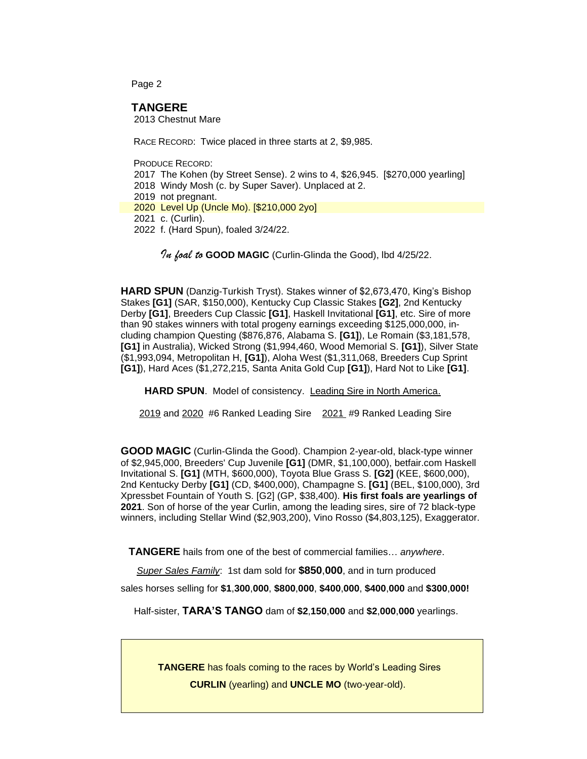## TANGERE

2013 Chestnut Mare

RACE RECORD: Twice placed in three starts at 2, $9,985.

PRODUCE RECORD:

2017 The Kohen (by Street Sense). 2 wins to 4, $26,945. [$270,000 yearling]
2018 Windy Mosh (c. by Super Saver). Unplaced at 2.
2019 not pregnant.
2020 Level Up (Uncle Mo). [$210,000 2yo]
2021 c. (Curlin).
2022 f. (Hard Spun), foaled 3/24/22.

*In foal to* **GOOD MAGIC** (Curlin-Glinda the Good), lbd 4/25/22.

**HARD SPUN** (Danzig-Turkish Tryst). Stakes winner of $2,673,470, King's Bishop Stakes **[G1]** (SAR, $150,000), Kentucky Cup Classic Stakes **[G2]**, 2nd Kentucky Derby **[G1]**, Breeders Cup Classic **[G1]**, Haskell Invitational **[G1]**, etc. Sire of more than 90 stakes winners with total progeny earnings exceeding $125,000,000, including champion Questing ($876,876, Alabama S. **[G1]**), Le Romain ($3,181,578, **[G1]** in Australia), Wicked Strong ($1,994,460, Wood Memorial S. **[G1]**), Silver State ($1,993,094, Metropolitan H, **[G1]**), Aloha West ($1,311,068, Breeders Cup Sprint **[G1]**), Hard Aces ($1,272,215, Santa Anita Gold Cup **[G1]**), Hard Not to Like **[G1]**.

**HARD SPUN**. Model of consistency. Leading Sire in North America.

2019 and 2020 #6 Ranked Leading Sire 2021 #9 Ranked Leading Sire

**GOOD MAGIC** (Curlin-Glinda the Good). Champion 2-year-old, black-type winner of $2,945,000, Breeders' Cup Juvenile **[G1]** (DMR, $1,100,000), betfair.com Haskell Invitational S. **[G1]** (MTH, $600,000), Toyota Blue Grass S. **[G2]** (KEE, $600,000), 2nd Kentucky Derby **[G1]** (CD, $400,000), Champagne S. **[G1]** (BEL, $100,000), 3rd Xpressbet Fountain of Youth S. [G2] (GP, $38,400). **His first foals are yearlings of 2021**. Son of horse of the year Curlin, among the leading sires, sire of 72 black-type winners, including Stellar Wind ($2,903,200), Vino Rosso ($4,803,125), Exaggerator.

**TANGERE** hails from one of the best of commercial families… *anywhere*.

*Super Sales Family*: 1st dam sold for **$850,000**, and in turn produced sales horses selling for **$1,300,000**, **$800,000**, **$400,000**, **$400,000** and **$300,000!**

Half-sister, **TARA'S TANGO** dam of **$2,150,000** and **$2,000,000** yearlings.

**TANGERE** has foals coming to the races by World's Leading Sires **CURLIN** (yearling) and **UNCLE MO** (two-year-old).